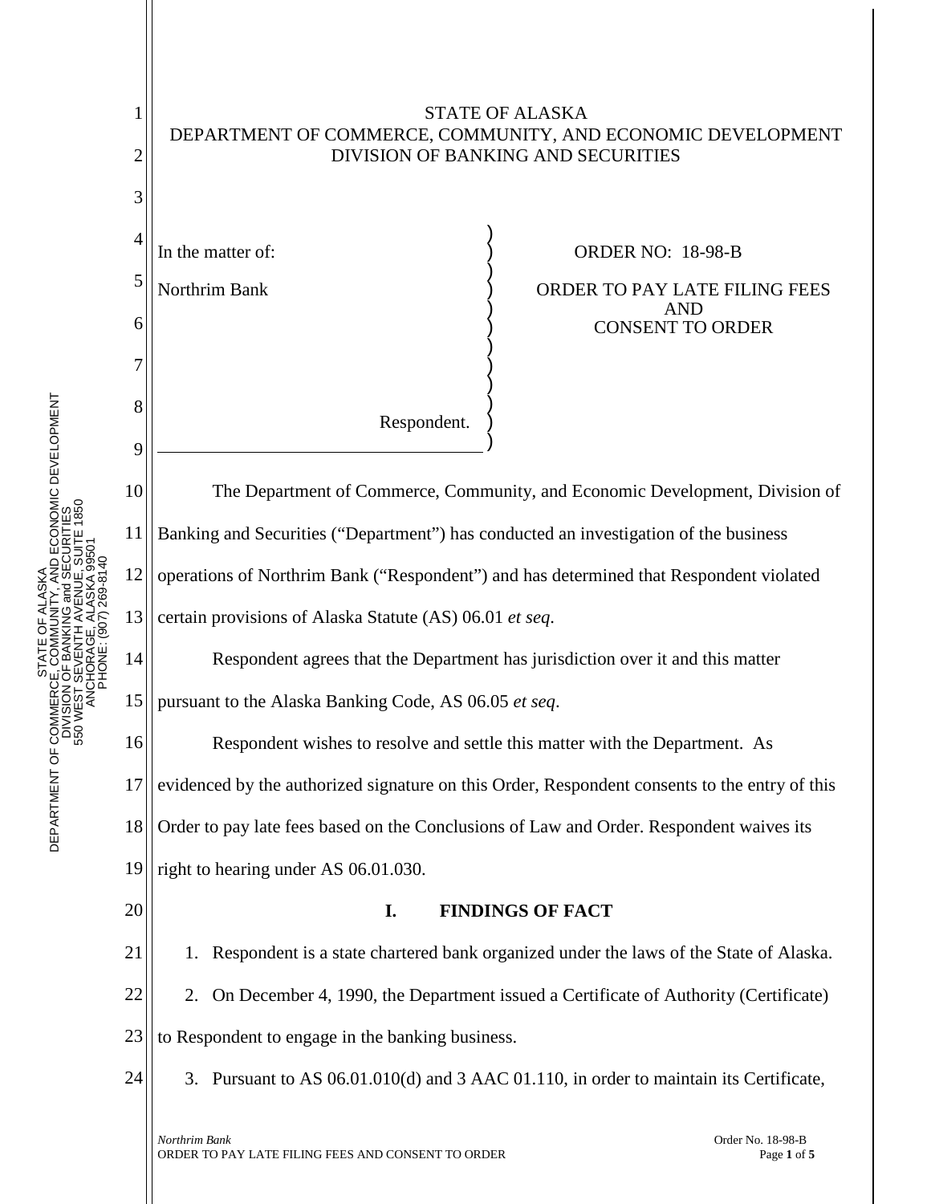STATE OF ALASKA
DEPARTMENT OF COMMERCE, COMMUNITY, AND ECONOMIC DEVELOPMENT
DIVISION OF BANKING AND SECURITIES

| | |
|---|---|
| In the matter of:<br><br>Northrim Bank<br><br>Respondent. | ORDER NO: 18-98-B<br><br>ORDER TO PAY LATE FILING FEES AND CONSENT TO ORDER |

The Department of Commerce, Community, and Economic Development, Division of Banking and Securities ("Department") has conducted an investigation of the business operations of Northrim Bank ("Respondent") and has determined that Respondent violated certain provisions of Alaska Statute (AS) 06.01 *et seq*.

Respondent agrees that the Department has jurisdiction over it and this matter pursuant to the Alaska Banking Code, AS 06.05 *et seq*.

Respondent wishes to resolve and settle this matter with the Department. As evidenced by the authorized signature on this Order, Respondent consents to the entry of this Order to pay late fees based on the Conclusions of Law and Order. Respondent waives its right to hearing under AS 06.01.030.

## I. FINDINGS OF FACT

1. Respondent is a state chartered bank organized under the laws of the State of Alaska.
2. On December 4, 1990, the Department issued a Certificate of Authority (Certificate) to Respondent to engage in the banking business.
3. Pursuant to AS 06.01.010(d) and 3 AAC 01.110, in order to maintain its Certificate,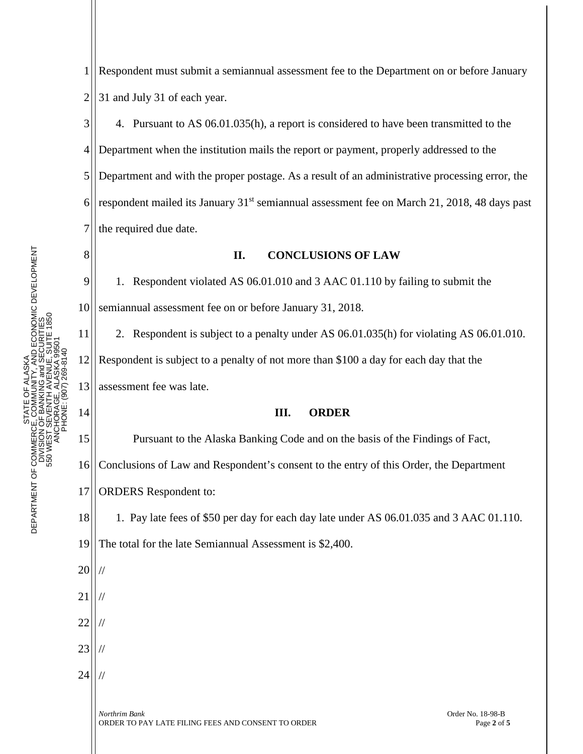Respondent must submit a semiannual assessment fee to the Department on or before January 31 and July 31 of each year.

4. Pursuant to AS 06.01.035(h), a report is considered to have been transmitted to the Department when the institution mails the report or payment, properly addressed to the Department and with the proper postage. As a result of an administrative processing error, the respondent mailed its January 31st semiannual assessment fee on March 21, 2018, 48 days past the required due date.

## II. CONCLUSIONS OF LAW

1. Respondent violated AS 06.01.010 and 3 AAC 01.110 by failing to submit the semiannual assessment fee on or before January 31, 2018.

2. Respondent is subject to a penalty under AS 06.01.035(h) for violating AS 06.01.010. Respondent is subject to a penalty of not more than $100 a day for each day that the assessment fee was late.

## III. ORDER

Pursuant to the Alaska Banking Code and on the basis of the Findings of Fact, Conclusions of Law and Respondent's consent to the entry of this Order, the Department ORDERS Respondent to:

1. Pay late fees of $50 per day for each day late under AS 06.01.035 and 3 AAC 01.110. The total for the late Semiannual Assessment is $2,400.

//

//

//

//

//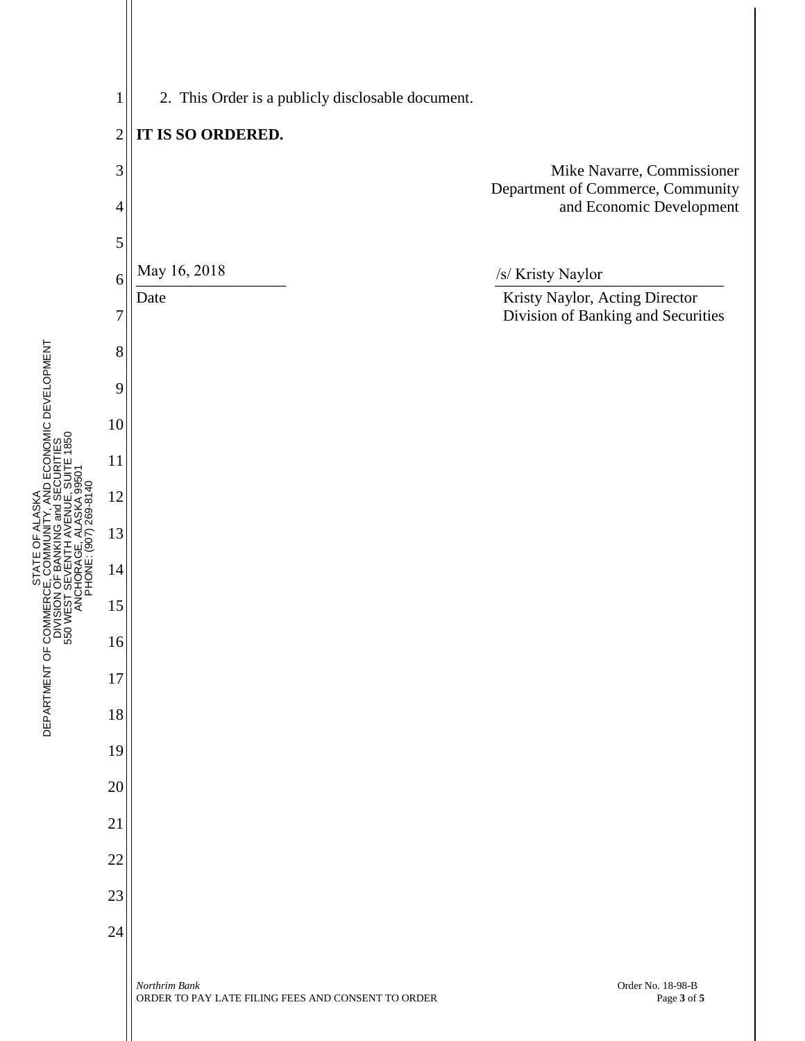2. This Order is a publicly disclosable document.

**IT IS SO ORDERED.**

Mike Navarre, Commissioner
Department of Commerce, Community
and Economic Development

May 16, 2018
Date

/s/ Kristy Naylor
Kristy Naylor, Acting Director
Division of Banking and Securities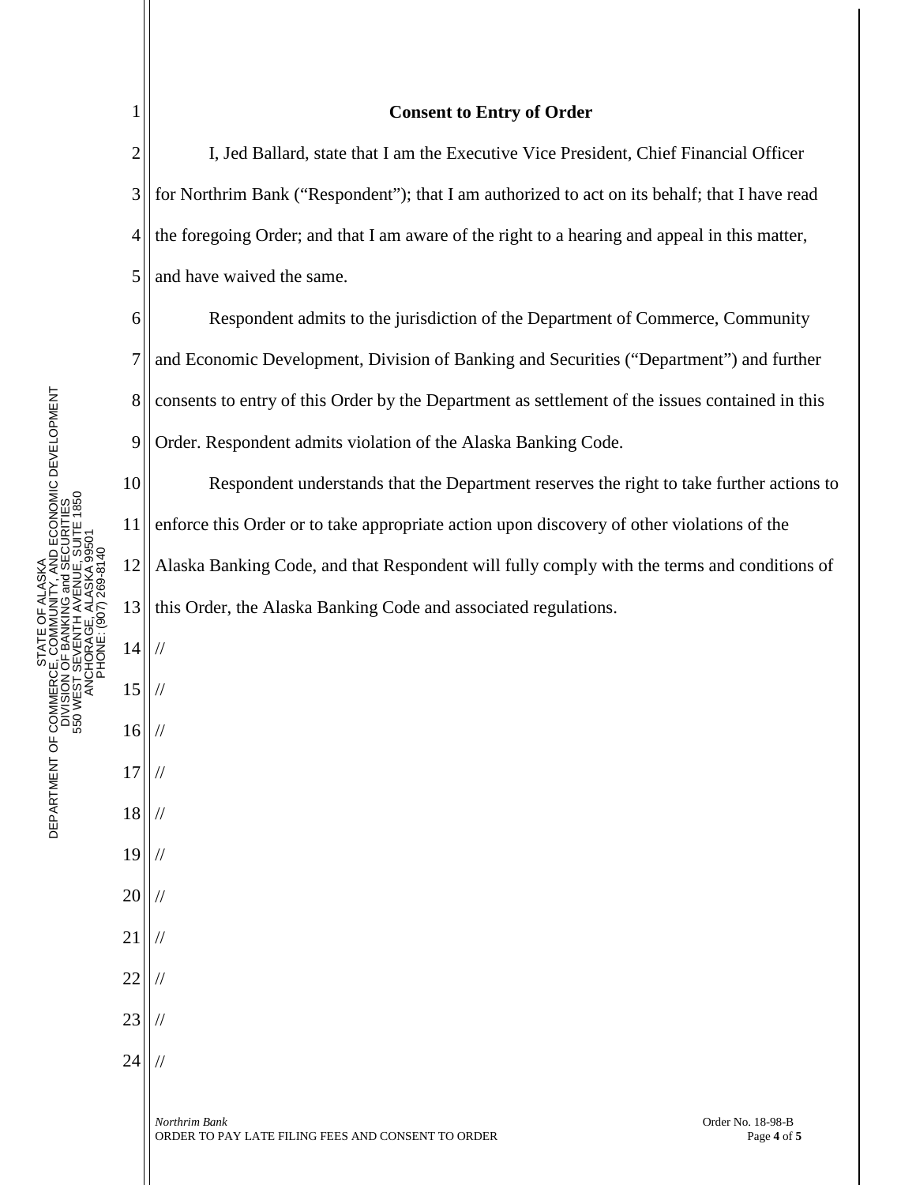**Consent to Entry of Order**

I, Jed Ballard, state that I am the Executive Vice President, Chief Financial Officer for Northrim Bank ("Respondent"); that I am authorized to act on its behalf; that I have read the foregoing Order; and that I am aware of the right to a hearing and appeal in this matter, and have waived the same.

Respondent admits to the jurisdiction of the Department of Commerce, Community and Economic Development, Division of Banking and Securities ("Department") and further consents to entry of this Order by the Department as settlement of the issues contained in this Order. Respondent admits violation of the Alaska Banking Code.

Respondent understands that the Department reserves the right to take further actions to enforce this Order or to take appropriate action upon discovery of other violations of the Alaska Banking Code, and that Respondent will fully comply with the terms and conditions of this Order, the Alaska Banking Code and associated regulations.

//

//

//

//

//

//

//

//

//

//

//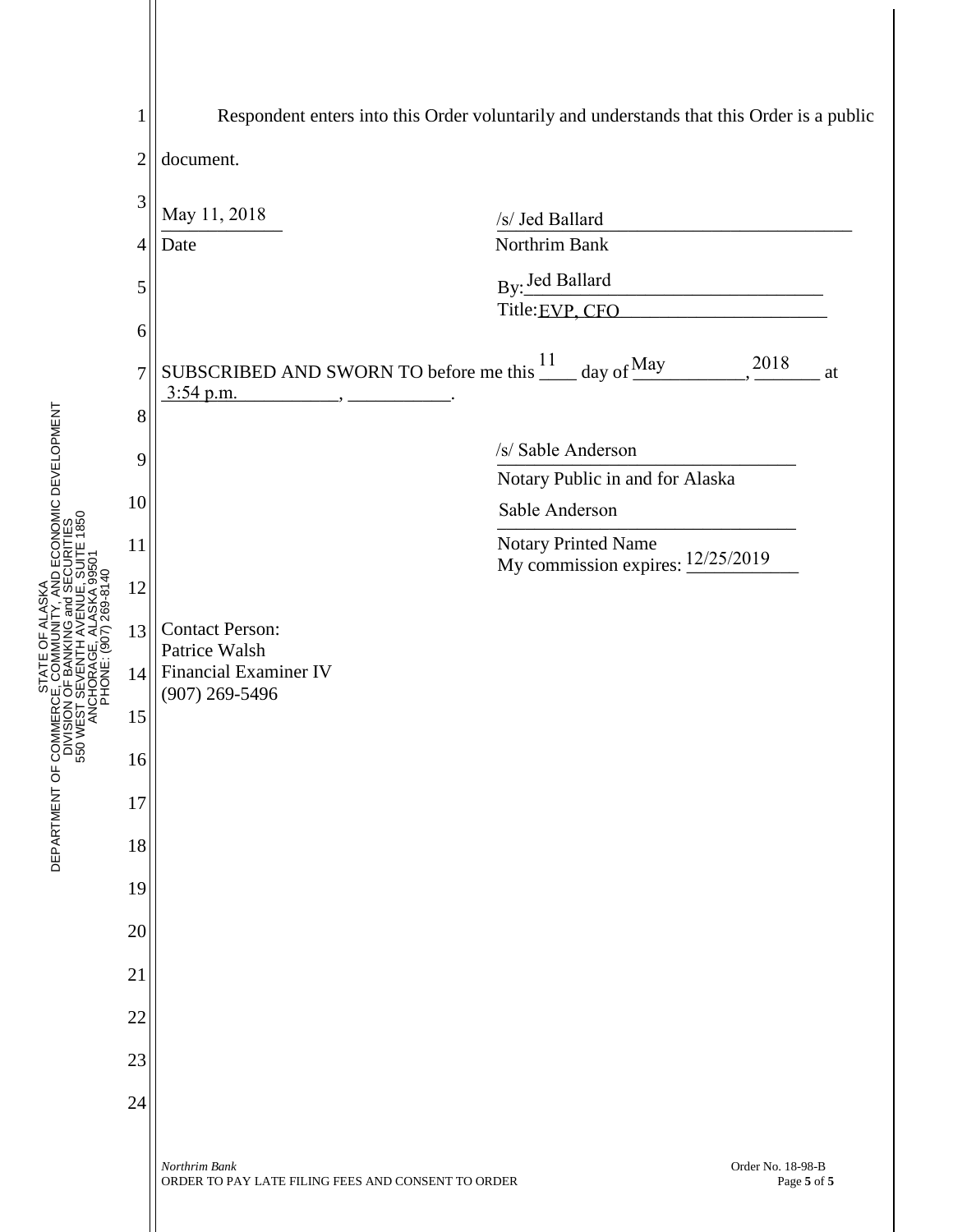Respondent enters into this Order voluntarily and understands that this Order is a public document.

May 11, 2018
Date

/s/ Jed Ballard
Northrim Bank

By: Jed Ballard
Title: EVP, CFO

SUBSCRIBED AND SWORN TO before me this 11 day of May, 2018 at 3:54 p.m., ___________.

/s/ Sable Anderson
Notary Public in and for Alaska

Sable Anderson
Notary Printed Name
My commission expires: 12/25/2019

Contact Person:
Patrice Walsh
Financial Examiner IV
(907) 269-5496